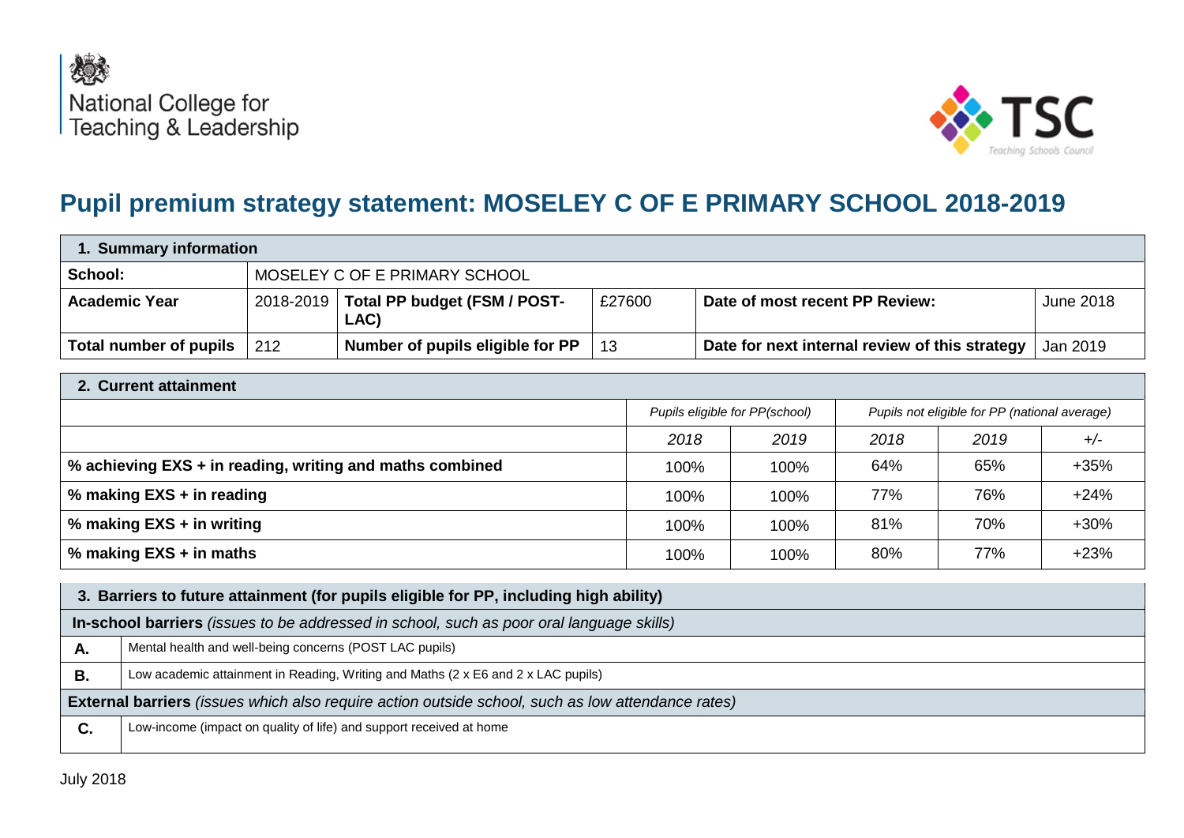National College for Teaching & Leadership

TSC Teaching Schools Council

# Pupil premium strategy statement: MOSELEY C OF E PRIMARY SCHOOL 2018-2019

| 1. Summary information | | | | | |
|---|---|---|---|---|---|
| **School:** | MOSELEY C OF E PRIMARY SCHOOL | | | | |
| **Academic Year** | 2018-2019 | **Total PP budget (FSM / POST-LAC)** | £27600 | **Date of most recent PP Review:** | June 2018 |
| **Total number of pupils** | 212 | **Number of pupils eligible for PP** | 13 | **Date for next internal review of this strategy** | Jan 2019 |

| 2. Current attainment | | | | | |
|---|---|---|---|---|---|
| | *Pupils eligible for PP(school)* | | *Pupils not eligible for PP (national average)* | | |
| | *2018* | *2019* | *2018* | *2019* | *+/-* |
| **% achieving EXS + in reading, writing and maths combined** | 100% | 100% | 64% | 65% | +35% |
| **% making EXS + in reading** | 100% | 100% | 77% | 76% | +24% |
| **% making EXS + in writing** | 100% | 100% | 81% | 70% | +30% |
| **% making EXS + in maths** | 100% | 100% | 80% | 77% | +23% |

| 3. Barriers to future attainment (for pupils eligible for PP, including high ability) | |
|---|---|
| **In-school barriers** *(issues to be addressed in school, such as poor oral language skills)* | |
| **A.** | Mental health and well-being concerns (POST LAC pupils) |
| **B.** | Low academic attainment in Reading, Writing and Maths (2 x E6 and 2 x LAC pupils) |
| **External barriers** *(issues which also require action outside school, such as low attendance rates)* | |
| **C.** | Low-income (impact on quality of life) and support received at home |

July 2018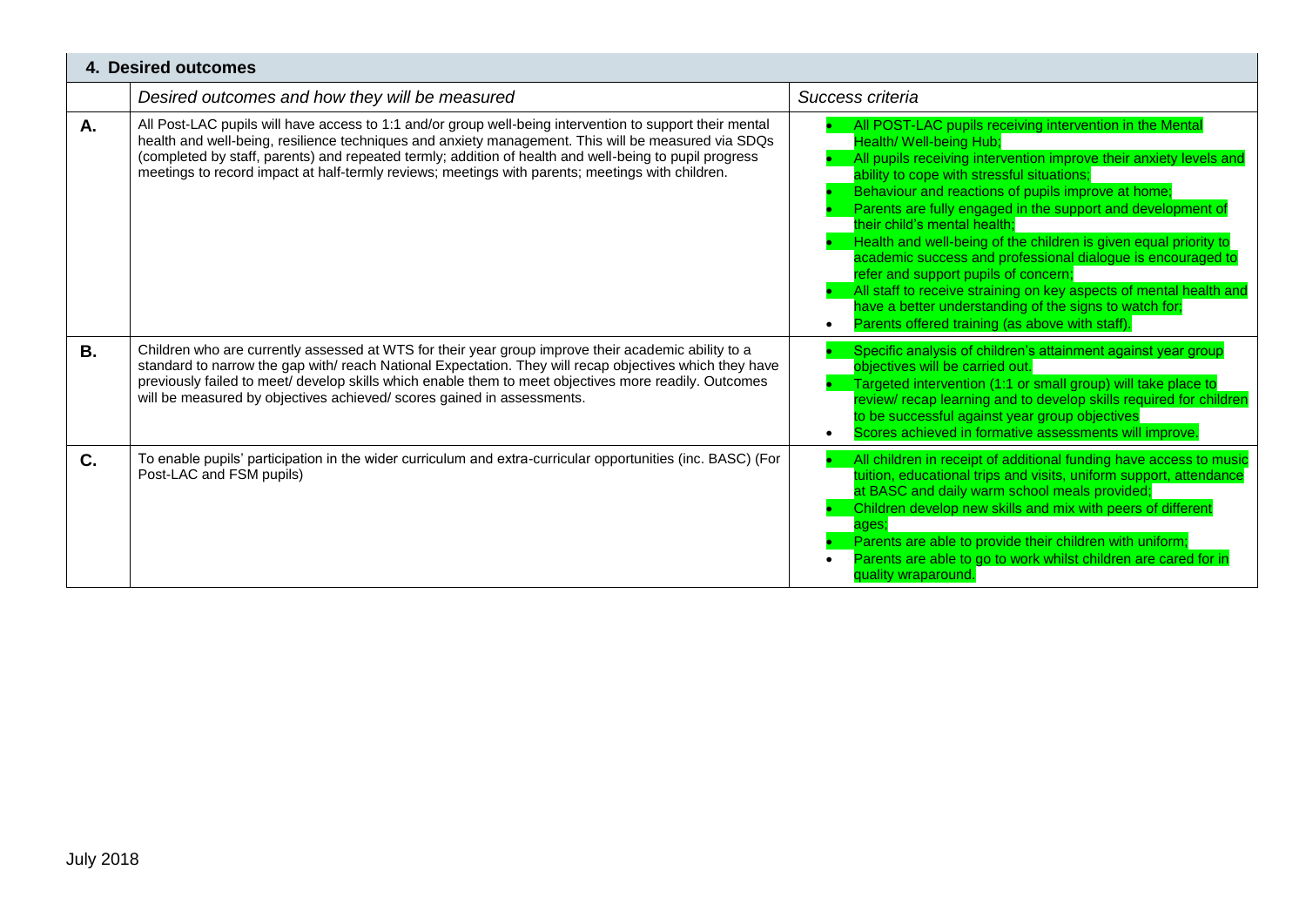## 4. Desired outcomes

| | *Desired outcomes and how they will be measured* | *Success criteria* |
|---|---|---|
| **A.** | All Post-LAC pupils will have access to 1:1 and/or group well-being intervention to support their mental health and well-being, resilience techniques and anxiety management. This will be measured via SDQs (completed by staff, parents) and repeated termly; addition of health and well-being to pupil progress meetings to record impact at half-termly reviews; meetings with parents; meetings with children. | • All POST-LAC pupils receiving intervention in the Mental Health/ Well-being Hub;<br>• All pupils receiving intervention improve their anxiety levels and ability to cope with stressful situations;<br>• Behaviour and reactions of pupils improve at home;<br>• Parents are fully engaged in the support and development of their child's mental health;<br>• Health and well-being of the children is given equal priority to academic success and professional dialogue is encouraged to refer and support pupils of concern;<br>• All staff to receive straining on key aspects of mental health and have a better understanding of the signs to watch for;<br>• Parents offered training (as above with staff). |
| **B.** | Children who are currently assessed at WTS for their year group improve their academic ability to a standard to narrow the gap with/ reach National Expectation. They will recap objectives which they have previously failed to meet/ develop skills which enable them to meet objectives more readily. Outcomes will be measured by objectives achieved/ scores gained in assessments. | • Specific analysis of children's attainment against year group objectives will be carried out.<br>• Targeted intervention (1:1 or small group) will take place to review/ recap learning and to develop skills required for children to be successful against year group objectives<br>• Scores achieved in formative assessments will improve. |
| **C.** | To enable pupils' participation in the wider curriculum and extra-curricular opportunities (inc. BASC) (For Post-LAC and FSM pupils) | • All children in receipt of additional funding have access to music tuition, educational trips and visits, uniform support, attendance at BASC and daily warm school meals provided;<br>• Children develop new skills and mix with peers of different ages;<br>• Parents are able to provide their children with uniform;<br>• Parents are able to go to work whilst children are cared for in quality wraparound. |

July 2018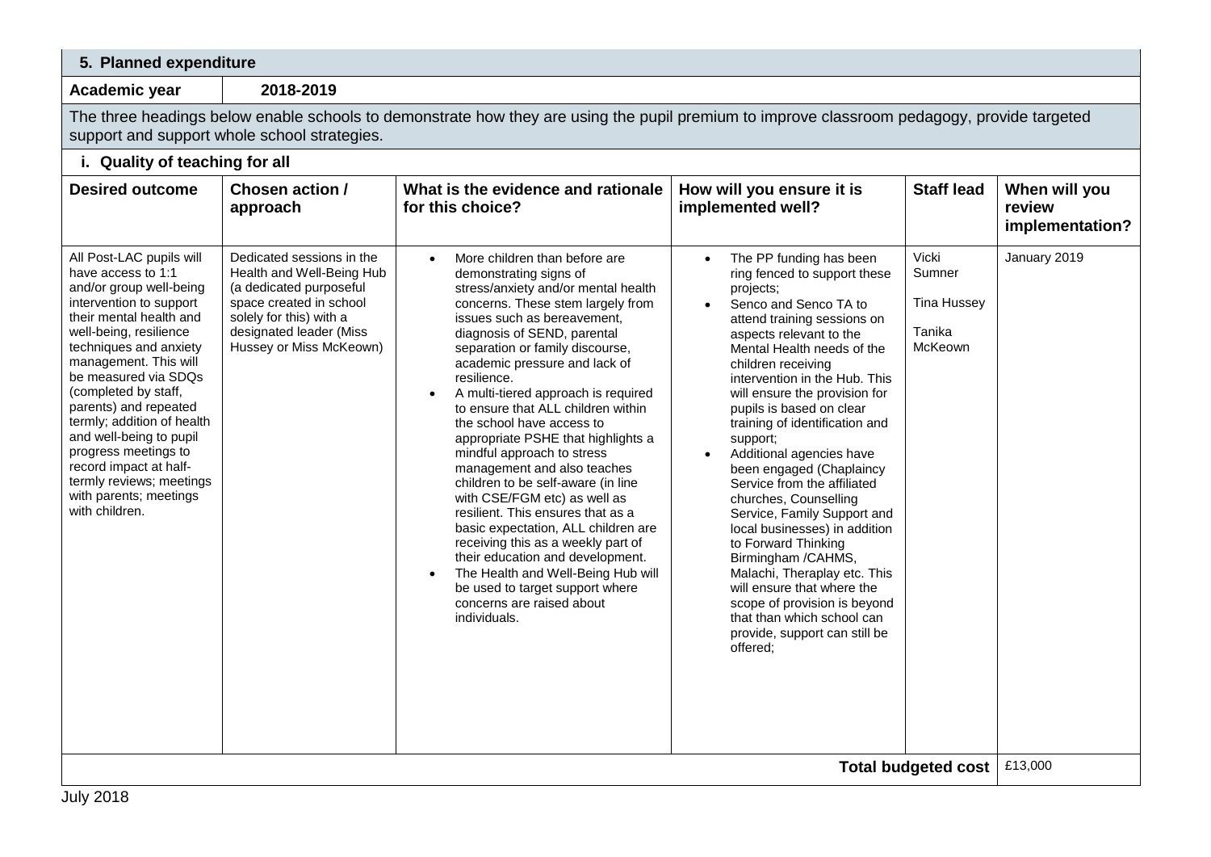## 5. Planned expenditure

**Academic year** 2018-2019

The three headings below enable schools to demonstrate how they are using the pupil premium to improve classroom pedagogy, provide targeted support and support whole school strategies.

### i. Quality of teaching for all

| Desired outcome | Chosen action / approach | What is the evidence and rationale for this choice? | How will you ensure it is implemented well? | Staff lead | When will you review implementation? |
|---|---|---|---|---|---|
| All Post-LAC pupils will have access to 1:1 and/or group well-being intervention to support their mental health and well-being, resilience techniques and anxiety management. This will be measured via SDQs (completed by staff, parents) and repeated termly; addition of health and well-being to pupil progress meetings to record impact at half-termly reviews; meetings with parents; meetings with children. | Dedicated sessions in the Health and Well-Being Hub (a dedicated purposeful space created in school solely for this) with a designated leader (Miss Hussey or Miss McKeown) | • More children than before are demonstrating signs of stress/anxiety and/or mental health concerns. These stem largely from issues such as bereavement, diagnosis of SEND, parental separation or family discourse, academic pressure and lack of resilience.<br>• A multi-tiered approach is required to ensure that ALL children within the school have access to appropriate PSHE that highlights a mindful approach to stress management and also teaches children to be self-aware (in line with CSE/FGM etc) as well as resilient. This ensures that as a basic expectation, ALL children are receiving this as a weekly part of their education and development.<br>• The Health and Well-Being Hub will be used to target support where concerns are raised about individuals. | • The PP funding has been ring fenced to support these projects;<br>• Senco and Senco TA to attend training sessions on aspects relevant to the Mental Health needs of the children receiving intervention in the Hub. This will ensure the provision for pupils is based on clear training of identification and support;<br>• Additional agencies have been engaged (Chaplaincy Service from the affiliated churches, Counselling Service, Family Support and local businesses) in addition to Forward Thinking Birmingham /CAHMS, Malachi, Theraplay etc. This will ensure that where the scope of provision is beyond that than which school can provide, support can still be offered; | Vicki Sumner<br><br>Tina Hussey<br><br>Tanika McKeown | January 2019 |
| | | | | **Total budgeted cost** | £13,000 |

July 2018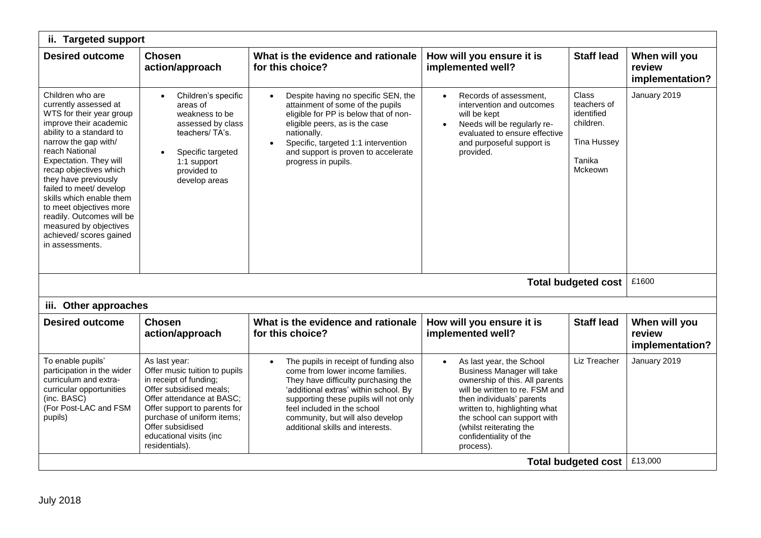### ii. Targeted support

| Desired outcome | Chosen action/approach | What is the evidence and rationale for this choice? | How will you ensure it is implemented well? | Staff lead | When will you review implementation? |
|---|---|---|---|---|---|
| Children who are currently assessed at WTS for their year group improve their academic ability to a standard to narrow the gap with/ reach National Expectation. They will recap objectives which they have previously failed to meet/ develop skills which enable them to meet objectives more readily. Outcomes will be measured by objectives achieved/ scores gained in assessments. | • Children's specific areas of weakness to be assessed by class teachers/ TA's.<br>• Specific targeted 1:1 support provided to develop areas | • Despite having no specific SEN, the attainment of some of the pupils eligible for PP is below that of non-eligible peers, as is the case nationally.<br>• Specific, targeted 1:1 intervention and support is proven to accelerate progress in pupils. | • Records of assessment, intervention and outcomes will be kept<br>• Needs will be regularly re-evaluated to ensure effective and purposeful support is provided. | Class teachers of identified children.<br><br>Tina Hussey<br><br>Tanika Mckeown | January 2019 |
| | | | | **Total budgeted cost** | £1600 |

### iii. Other approaches

| Desired outcome | Chosen action/approach | What is the evidence and rationale for this choice? | How will you ensure it is implemented well? | Staff lead | When will you review implementation? |
|---|---|---|---|---|---|
| To enable pupils' participation in the wider curriculum and extra-curricular opportunities (inc. BASC)<br>(For Post-LAC and FSM pupils) | As last year:<br>Offer music tuition to pupils in receipt of funding;<br>Offer subsidised meals;<br>Offer attendance at BASC;<br>Offer support to parents for purchase of uniform items;<br>Offer subsidised educational visits (inc residentials). | • The pupils in receipt of funding also come from lower income families. They have difficulty purchasing the 'additional extras' within school. By supporting these pupils will not only feel included in the school community, but will also develop additional skills and interests. | • As last year, the School Business Manager will take ownership of this. All parents will be written to re. FSM and then individuals' parents written to, highlighting what the school can support with (whilst reiterating the confidentiality of the process). | Liz Treacher | January 2019 |
| | | | | **Total budgeted cost** | £13,000 |

July 2018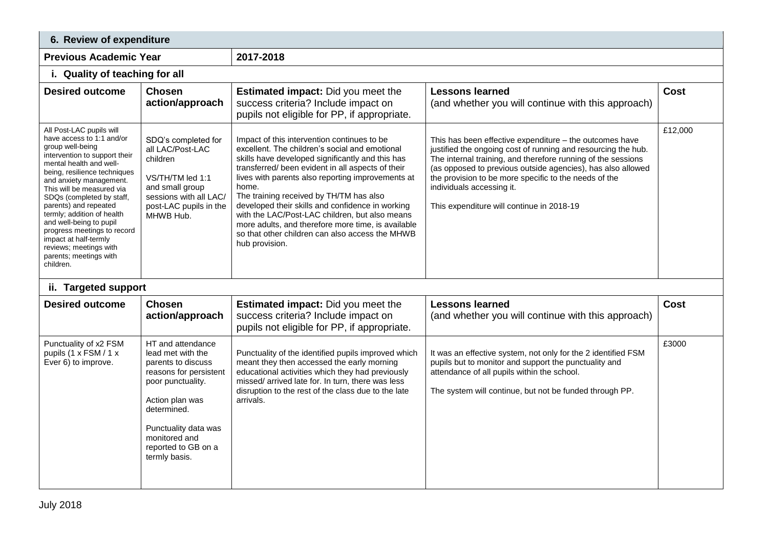## 6. Review of expenditure

| Previous Academic Year | 2017-2018 | | | |
|---|---|---|---|---|
| **i. Quality of teaching for all** | | | | |
| **Desired outcome** | **Chosen action/approach** | **Estimated impact:** Did you meet the success criteria? Include impact on pupils not eligible for PP, if appropriate. | **Lessons learned** (and whether you will continue with this approach) | **Cost** |
| All Post-LAC pupils will have access to 1:1 and/or group well-being intervention to support their mental health and well-being, resilience techniques and anxiety management. This will be measured via SDQs (completed by staff, parents) and repeated termly; addition of health and well-being to pupil progress meetings to record impact at half-termly reviews; meetings with parents; meetings with children. | SDQ's completed for all LAC/Post-LAC children<br><br>VS/TH/TM led 1:1 and small group sessions with all LAC/ post-LAC pupils in the MHWB Hub. | Impact of this intervention continues to be excellent. The children's social and emotional skills have developed significantly and this has transferred/ been evident in all aspects of their lives with parents also reporting improvements at home.<br>The training received by TH/TM has also developed their skills and confidence in working with the LAC/Post-LAC children, but also means more adults, and therefore more time, is available so that other children can also access the MHWB hub provision. | This has been effective expenditure – the outcomes have justified the ongoing cost of running and resourcing the hub. The internal training, and therefore running of the sessions (as opposed to previous outside agencies), has also allowed the provision to be more specific to the needs of the individuals accessing it.<br><br>This expenditure will continue in 2018-19 | £12,000 |
| **ii. Targeted support** | | | | |
| **Desired outcome** | **Chosen action/approach** | **Estimated impact:** Did you meet the success criteria? Include impact on pupils not eligible for PP, if appropriate. | **Lessons learned** (and whether you will continue with this approach) | **Cost** |
| Punctuality of x2 FSM pupils (1 x FSM / 1 x Ever 6) to improve. | HT and attendance lead met with the parents to discuss reasons for persistent poor punctuality.<br><br>Action plan was determined.<br><br>Punctuality data was monitored and reported to GB on a termly basis. | Punctuality of the identified pupils improved which meant they then accessed the early morning educational activities which they had previously missed/ arrived late for. In turn, there was less disruption to the rest of the class due to the late arrivals. | It was an effective system, not only for the 2 identified FSM pupils but to monitor and support the punctuality and attendance of all pupils within the school.<br><br>The system will continue, but not be funded through PP. | £3000 |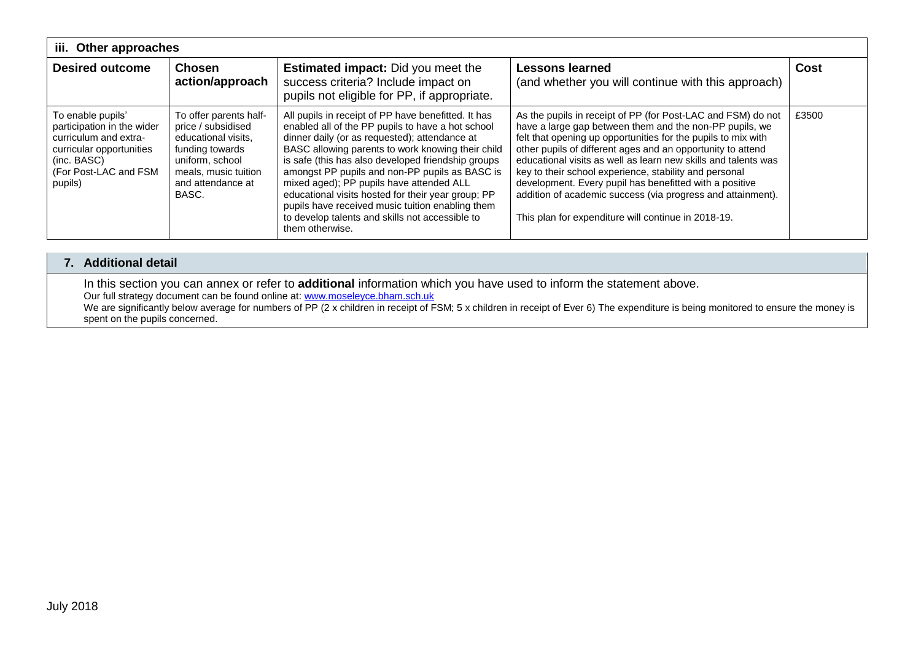### iii. Other approaches

| Desired outcome | Chosen action/approach | **Estimated impact:** Did you meet the success criteria? Include impact on pupils not eligible for PP, if appropriate. | **Lessons learned** (and whether you will continue with this approach) | Cost |
|---|---|---|---|---|
| To enable pupils' participation in the wider curriculum and extra-curricular opportunities (inc. BASC) (For Post-LAC and FSM pupils) | To offer parents half-price / subsidised educational visits, funding towards uniform, school meals, music tuition and attendance at BASC. | All pupils in receipt of PP have benefitted. It has enabled all of the PP pupils to have a hot school dinner daily (or as requested); attendance at BASC allowing parents to work knowing their child is safe (this has also developed friendship groups amongst PP pupils and non-PP pupils as BASC is mixed aged); PP pupils have attended ALL educational visits hosted for their year group; PP pupils have received music tuition enabling them to develop talents and skills not accessible to them otherwise. | As the pupils in receipt of PP (for Post-LAC and FSM) do not have a large gap between them and the non-PP pupils, we felt that opening up opportunities for the pupils to mix with other pupils of different ages and an opportunity to attend educational visits as well as learn new skills and talents was key to their school experience, stability and personal development. Every pupil has benefitted with a positive addition of academic success (via progress and attainment).<br><br>This plan for expenditure will continue in 2018-19. | £3500 |

## 7. Additional detail

In this section you can annex or refer to **additional** information which you have used to inform the statement above.

Our full strategy document can be found online at: [www.moseleyce.bham.sch.uk](http://www.moseleyce.bham.sch.uk)

We are significantly below average for numbers of PP (2 x children in receipt of FSM; 5 x children in receipt of Ever 6) The expenditure is being monitored to ensure the money is spent on the pupils concerned.